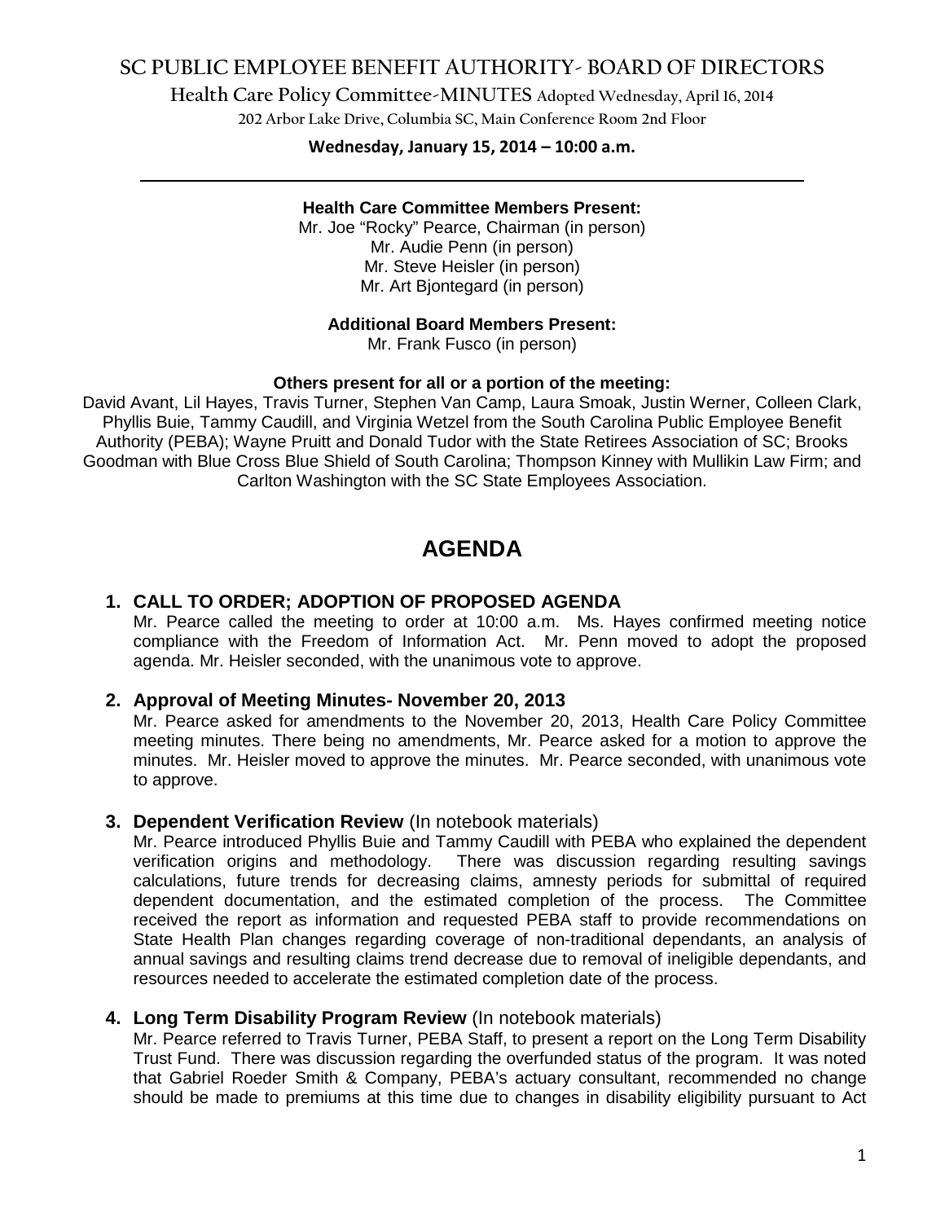# SC PUBLIC EMPLOYEE BENEFIT AUTHORITY- BOARD OF DIRECTORS

**Health Care Policy Committee-MINUTES** Adopted Wednesday, April 16, 2014

202 Arbor Lake Drive, Columbia SC, Main Conference Room 2nd Floor

**Wednesday, January 15, 2014 – 10:00 a.m.**

---

**Health Care Committee Members Present:**

Mr. Joe "Rocky" Pearce, Chairman (in person)
Mr. Audie Penn (in person)
Mr. Steve Heisler (in person)
Mr. Art Bjontegard (in person)

**Additional Board Members Present:**

Mr. Frank Fusco (in person)

**Others present for all or a portion of the meeting:**

David Avant, Lil Hayes, Travis Turner, Stephen Van Camp, Laura Smoak, Justin Werner, Colleen Clark, Phyllis Buie, Tammy Caudill, and Virginia Wetzel from the South Carolina Public Employee Benefit Authority (PEBA); Wayne Pruitt and Donald Tudor with the State Retirees Association of SC; Brooks Goodman with Blue Cross Blue Shield of South Carolina; Thompson Kinney with Mullikin Law Firm; and Carlton Washington with the SC State Employees Association.

## AGENDA

### 1. CALL TO ORDER; ADOPTION OF PROPOSED AGENDA

Mr. Pearce called the meeting to order at 10:00 a.m. Ms. Hayes confirmed meeting notice compliance with the Freedom of Information Act. Mr. Penn moved to adopt the proposed agenda. Mr. Heisler seconded, with the unanimous vote to approve.

### 2. Approval of Meeting Minutes- November 20, 2013

Mr. Pearce asked for amendments to the November 20, 2013, Health Care Policy Committee meeting minutes. There being no amendments, Mr. Pearce asked for a motion to approve the minutes. Mr. Heisler moved to approve the minutes. Mr. Pearce seconded, with unanimous vote to approve.

### 3. Dependent Verification Review (In notebook materials)

Mr. Pearce introduced Phyllis Buie and Tammy Caudill with PEBA who explained the dependent verification origins and methodology. There was discussion regarding resulting savings calculations, future trends for decreasing claims, amnesty periods for submittal of required dependent documentation, and the estimated completion of the process. The Committee received the report as information and requested PEBA staff to provide recommendations on State Health Plan changes regarding coverage of non-traditional dependants, an analysis of annual savings and resulting claims trend decrease due to removal of ineligible dependants, and resources needed to accelerate the estimated completion date of the process.

### 4. Long Term Disability Program Review (In notebook materials)

Mr. Pearce referred to Travis Turner, PEBA Staff, to present a report on the Long Term Disability Trust Fund. There was discussion regarding the overfunded status of the program. It was noted that Gabriel Roeder Smith & Company, PEBA's actuary consultant, recommended no change should be made to premiums at this time due to changes in disability eligibility pursuant to Act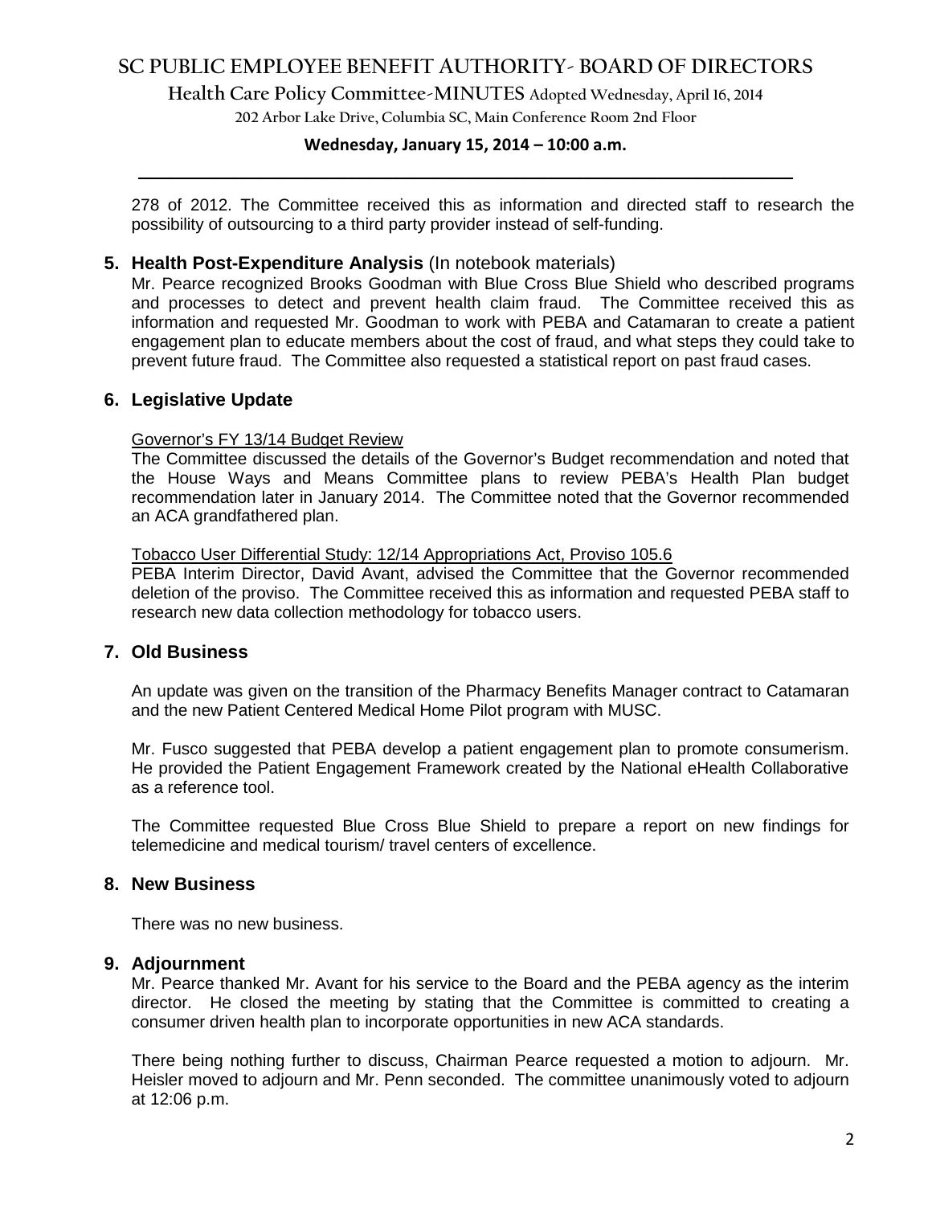278 of 2012. The Committee received this as information and directed staff to research the possibility of outsourcing to a third party provider instead of self-funding.

## 5. Health Post-Expenditure Analysis (In notebook materials)

Mr. Pearce recognized Brooks Goodman with Blue Cross Blue Shield who described programs and processes to detect and prevent health claim fraud. The Committee received this as information and requested Mr. Goodman to work with PEBA and Catamaran to create a patient engagement plan to educate members about the cost of fraud, and what steps they could take to prevent future fraud. The Committee also requested a statistical report on past fraud cases.

## 6. Legislative Update

Governor's FY 13/14 Budget Review

The Committee discussed the details of the Governor's Budget recommendation and noted that the House Ways and Means Committee plans to review PEBA's Health Plan budget recommendation later in January 2014. The Committee noted that the Governor recommended an ACA grandfathered plan.

Tobacco User Differential Study: 12/14 Appropriations Act, Proviso 105.6

PEBA Interim Director, David Avant, advised the Committee that the Governor recommended deletion of the proviso. The Committee received this as information and requested PEBA staff to research new data collection methodology for tobacco users.

## 7. Old Business

An update was given on the transition of the Pharmacy Benefits Manager contract to Catamaran and the new Patient Centered Medical Home Pilot program with MUSC.

Mr. Fusco suggested that PEBA develop a patient engagement plan to promote consumerism. He provided the Patient Engagement Framework created by the National eHealth Collaborative as a reference tool.

The Committee requested Blue Cross Blue Shield to prepare a report on new findings for telemedicine and medical tourism/ travel centers of excellence.

## 8. New Business

There was no new business.

## 9. Adjournment

Mr. Pearce thanked Mr. Avant for his service to the Board and the PEBA agency as the interim director. He closed the meeting by stating that the Committee is committed to creating a consumer driven health plan to incorporate opportunities in new ACA standards.

There being nothing further to discuss, Chairman Pearce requested a motion to adjourn. Mr. Heisler moved to adjourn and Mr. Penn seconded. The committee unanimously voted to adjourn at 12:06 p.m.